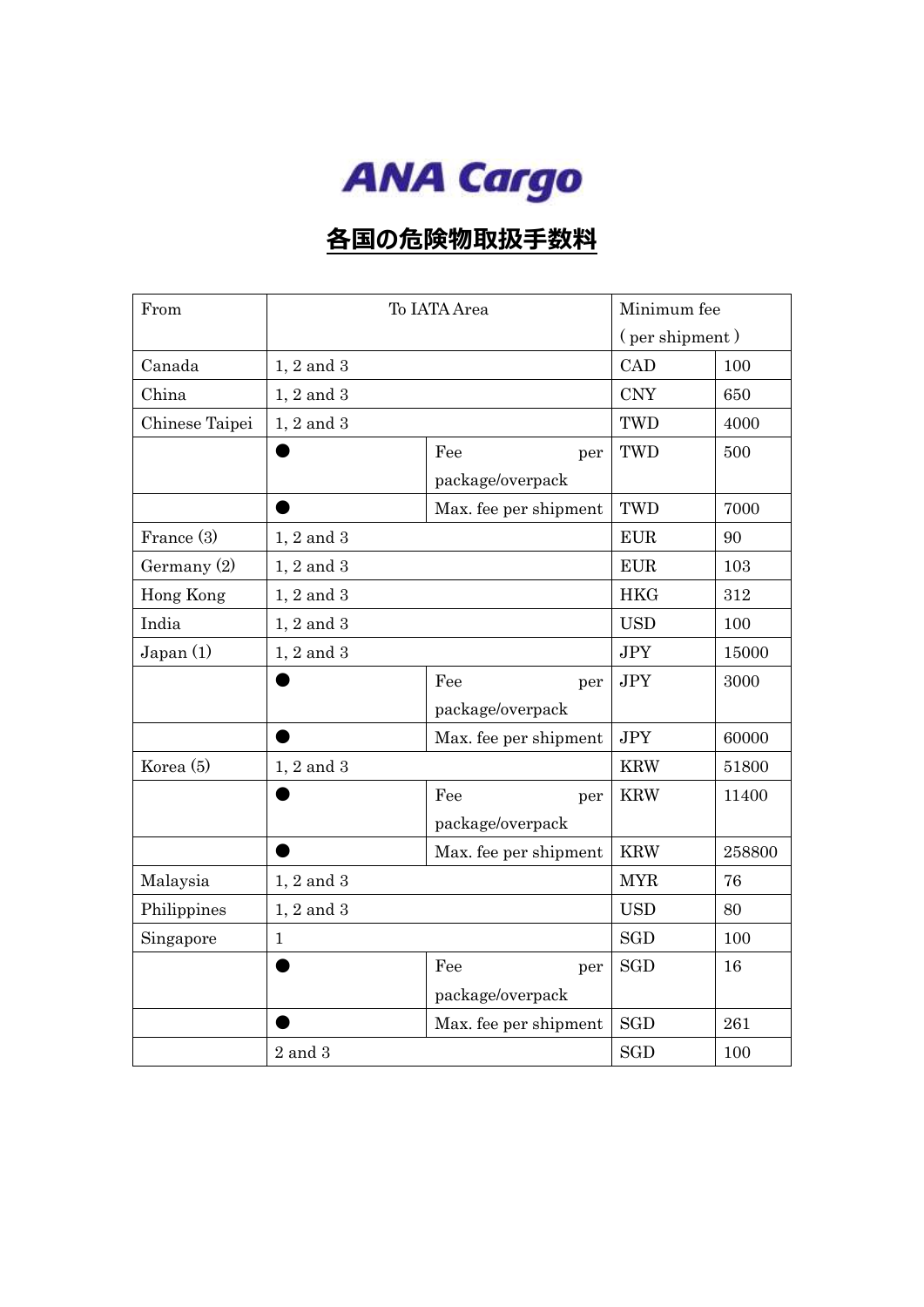# ANA Cargo

## 各国の危険物取扱手数料

| From | To IATA Area | | Minimum fee ( per shipment ) | |
|---|---|---|---|---|
| Canada | 1, 2 and 3 | | CAD | 100 |
| China | 1, 2 and 3 | | CNY | 650 |
| Chinese Taipei | 1, 2 and 3 | | TWD | 4000 |
| | ● | Fee per package/overpack | TWD | 500 |
| | ● | Max. fee per shipment | TWD | 7000 |
| France (3) | 1, 2 and 3 | | EUR | 90 |
| Germany (2) | 1, 2 and 3 | | EUR | 103 |
| Hong Kong | 1, 2 and 3 | | HKG | 312 |
| India | 1, 2 and 3 | | USD | 100 |
| Japan (1) | 1, 2 and 3 | | JPY | 15000 |
| | ● | Fee per package/overpack | JPY | 3000 |
| | ● | Max. fee per shipment | JPY | 60000 |
| Korea (5) | 1, 2 and 3 | | KRW | 51800 |
| | ● | Fee per package/overpack | KRW | 11400 |
| | ● | Max. fee per shipment | KRW | 258800 |
| Malaysia | 1, 2 and 3 | | MYR | 76 |
| Philippines | 1, 2 and 3 | | USD | 80 |
| Singapore | 1 | | SGD | 100 |
| | ● | Fee per package/overpack | SGD | 16 |
| | ● | Max. fee per shipment | SGD | 261 |
| | 2 and 3 | | SGD | 100 |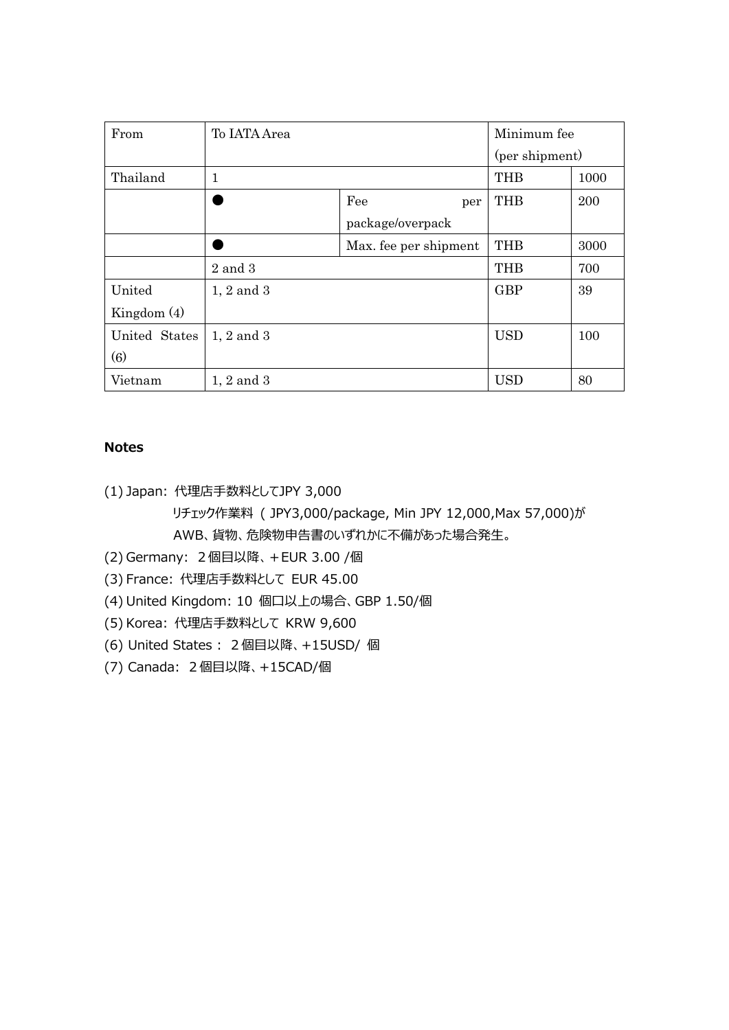| From | To IATA Area | | Minimum fee (per shipment) | |
|---|---|---|---|---|
| Thailand | 1 | | THB | 1000 |
| | ● | Fee per package/overpack | THB | 200 |
| | ● | Max. fee per shipment | THB | 3000 |
| | 2 and 3 | | THB | 700 |
| United Kingdom (4) | 1, 2 and 3 | | GBP | 39 |
| United States (6) | 1, 2 and 3 | | USD | 100 |
| Vietnam | 1, 2 and 3 | | USD | 80 |

**Notes**

(1) Japan: 代理店手数料としてJPY 3,000
　　リチェック作業料 ( JPY3,000/package, Min JPY 12,000,Max 57,000)が
　　AWB、貨物、危険物申告書のいずれかに不備があった場合発生。

(2) Germany: ２個目以降、＋EUR 3.00 /個

(3) France: 代理店手数料として EUR 45.00

(4) United Kingdom: 10 個口以上の場合、GBP 1.50/個

(5) Korea: 代理店手数料として KRW 9,600

(6) United States : ２個目以降、+15USD/ 個

(7) Canada: ２個目以降、+15CAD/個